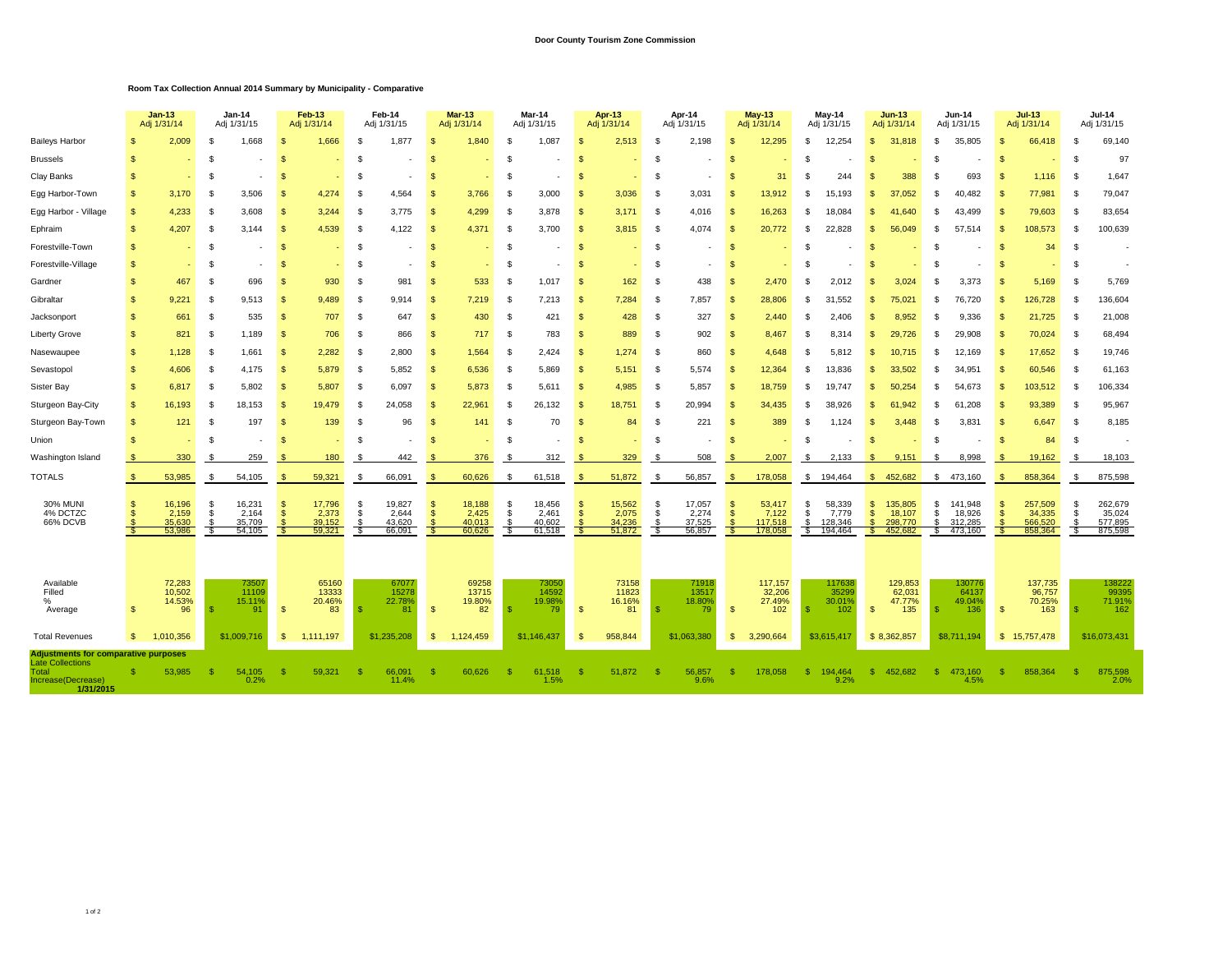**Door County Tourism Zone Commission**

**Room Tax Collection Annual 2014 Summary by Municipality - Comparative**

| | Jan-13 Adj 1/31/14 | Jan-14 Adj 1/31/15 | Feb-13 Adj 1/31/14 | Feb-14 Adj 1/31/15 | Mar-13 Adj 1/31/14 | Mar-14 Adj 1/31/15 | Apr-13 Adj 1/31/14 | Apr-14 Adj 1/31/15 | May-13 Adj 1/31/14 | May-14 Adj 1/31/15 | Jun-13 Adj 1/31/14 | Jun-14 Adj 1/31/15 | Jul-13 Adj 1/31/14 | Jul-14 Adj 1/31/15 |
|---|---|---|---|---|---|---|---|---|---|---|---|---|---|---|
| Baileys Harbor | $ 2,009 | $ 1,668 | $ 1,666 | $ 1,877 | $ 1,840 | $ 1,087 | $ 2,513 | $ 2,198 | $ 12,295 | $ 12,254 | $ 31,818 | $ 35,805 | $ 66,418 | $ 69,140 |
| Brussels | $ - | $ - | $ - | $ - | $ - | $ - | $ - | $ - | $ - | $ - | $ - | $ - | $ - | $ 97 |
| Clay Banks | $ - | $ - | $ - | $ - | $ - | $ - | $ - | $ - | $ 31 | $ 244 | $ 388 | $ 693 | $ 1,116 | $ 1,647 |
| Egg Harbor-Town | $ 3,170 | $ 3,506 | $ 4,274 | $ 4,564 | $ 3,766 | $ 3,000 | $ 3,036 | $ 3,031 | $ 13,912 | $ 15,193 | $ 37,052 | $ 40,482 | $ 77,981 | $ 79,047 |
| Egg Harbor - Village | $ 4,233 | $ 3,608 | $ 3,244 | $ 3,775 | $ 4,299 | $ 3,878 | $ 3,171 | $ 4,016 | $ 16,263 | $ 18,084 | $ 41,640 | $ 43,499 | $ 79,603 | $ 83,654 |
| Ephraim | $ 4,207 | $ 3,144 | $ 4,539 | $ 4,122 | $ 4,371 | $ 3,700 | $ 3,815 | $ 4,074 | $ 20,772 | $ 22,828 | $ 56,049 | $ 57,514 | $ 108,573 | $ 100,639 |
| Forestville-Town | $ - | $ - | $ - | $ - | $ - | $ - | $ - | $ - | $ - | $ - | $ - | $ - | $ 34 | $ - |
| Forestville-Village | $ - | $ - | $ - | $ - | $ - | $ - | $ - | $ - | $ - | $ - | $ - | $ - | $ - | $ - |
| Gardner | $ 467 | $ 696 | $ 930 | $ 981 | $ 533 | $ 1,017 | $ 162 | $ 438 | $ 2,470 | $ 2,012 | $ 3,024 | $ 3,373 | $ 5,169 | $ 5,769 |
| Gibraltar | $ 9,221 | $ 9,513 | $ 9,489 | $ 9,914 | $ 7,219 | $ 7,213 | $ 7,284 | $ 7,857 | $ 28,806 | $ 31,552 | $ 75,021 | $ 76,720 | $ 126,728 | $ 136,604 |
| Jacksonport | $ 661 | $ 535 | $ 707 | $ 647 | $ 430 | $ 421 | $ 428 | $ 327 | $ 2,440 | $ 2,406 | $ 8,952 | $ 9,336 | $ 21,725 | $ 21,008 |
| Liberty Grove | $ 821 | $ 1,189 | $ 706 | $ 866 | $ 717 | $ 783 | $ 889 | $ 902 | $ 8,467 | $ 8,314 | $ 29,726 | $ 29,908 | $ 70,024 | $ 68,494 |
| Nasewaupee | $ 1,128 | $ 1,661 | $ 2,282 | $ 2,800 | $ 1,564 | $ 2,424 | $ 1,274 | $ 860 | $ 4,648 | $ 5,812 | $ 10,715 | $ 12,169 | $ 17,652 | $ 19,746 |
| Sevastopol | $ 4,606 | $ 4,175 | $ 5,879 | $ 5,852 | $ 6,536 | $ 5,869 | $ 5,151 | $ 5,574 | $ 12,364 | $ 13,836 | $ 33,502 | $ 34,951 | $ 60,546 | $ 61,163 |
| Sister Bay | $ 6,817 | $ 5,802 | $ 5,807 | $ 6,097 | $ 5,873 | $ 5,611 | $ 4,985 | $ 5,857 | $ 18,759 | $ 19,747 | $ 50,254 | $ 54,673 | $ 103,512 | $ 106,334 |
| Sturgeon Bay-City | $ 16,193 | $ 18,153 | $ 19,479 | $ 24,058 | $ 22,961 | $ 26,132 | $ 18,751 | $ 20,994 | $ 34,435 | $ 38,926 | $ 61,942 | $ 61,208 | $ 93,389 | $ 95,967 |
| Sturgeon Bay-Town | $ 121 | $ 197 | $ 139 | $ 96 | $ 141 | $ 70 | $ 84 | $ 221 | $ 389 | $ 1,124 | $ 3,448 | $ 3,831 | $ 6,647 | $ 8,185 |
| Union | $ - | $ - | $ - | $ - | $ - | $ - | $ - | $ - | $ - | $ - | $ - | $ - | $ 84 | $ - |
| Washington Island | $ 330 | $ 259 | $ 180 | $ 442 | $ 376 | $ 312 | $ 329 | $ 508 | $ 2,007 | $ 2,133 | $ 9,151 | $ 8,998 | $ 19,162 | $ 18,103 |
| TOTALS | $ 53,985 | $ 54,105 | $ 59,321 | $ 66,091 | $ 60,626 | $ 61,518 | $ 51,872 | $ 56,857 | $ 178,058 | $ 194,464 | $ 452,682 | $ 473,160 | $ 858,364 | $ 875,598 |
| 30% MUNI | $ 16,196 | $ 16,231 | $ 17,796 | $ 19,827 | $ 18,188 | $ 18,456 | $ 15,562 | $ 17,057 | $ 53,417 | $ 58,339 | $ 135,805 | $ 141,948 | $ 257,509 | $ 262,679 |
| 4% DCTZC | $ 2,159 | $ 2,164 | $ 2,373 | $ 2,644 | $ 2,425 | $ 2,461 | $ 2,075 | $ 2,274 | $ 7,122 | $ 7,779 | $ 18,107 | $ 18,926 | $ 34,335 | $ 35,024 |
| 66% DCVB | $ 35,630 | $ 35,709 | $ 39,152 | $ 43,620 | $ 40,013 | $ 40,602 | $ 34,236 | $ 37,525 | $ 117,518 | $ 128,346 | $ 298,770 | $ 312,285 | $ 566,520 | $ 577,895 |
| | $ 53,986 | $ 54,105 | $ 59,321 | $ 66,091 | $ 60,626 | $ 61,518 | $ 51,872 | $ 56,857 | $ 178,058 | $ 194,464 | $ 452,682 | $ 473,160 | $ 858,364 | $ 875,598 |
| Available | 72,283 | 73507 | 65160 | 67077 | 69258 | 73050 | 73158 | 71918 | 117,157 | 117638 | 129,853 | 130776 | 137,735 | 138222 |
| Filled | 10,502 | 11109 | 13333 | 15278 | 13715 | 14592 | 11823 | 13517 | 32,206 | 35299 | 62,031 | 64137 | 96,757 | 99395 |
| % | 14.53% | 15.11% | 20.46% | 22.78% | 19.80% | 19.98% | 16.16% | 18.80% | 27.49% | 30.01% | 47.77% | 49.04% | 70.25% | 71.91% |
| Average | $ 96 | $ 91 | $ 83 | $ 81 | $ 82 | $ 79 | $ 81 | $ 79 | $ 102 | $ 102 | $ 135 | $ 136 | $ 163 | $ 162 |
| Total Revenues | $ 1,010,356 | $1,009,716 | $ 1,111,197 | $1,235,208 | $ 1,124,459 | $1,146,437 | $ 958,844 | $1,063,380 | $ 3,290,664 | $3,615,417 | $ 8,362,857 | $8,711,194 | $ 15,757,478 | $16,073,431 |
| **Adjustments for comparative purposes** | | | | | | | | | | | | | | |
| Late Collections | | | | | | | | | | | | | | |
| Total | $ 53,985 | $ 54,105 | $ 59,321 | $ 66,091 | $ 60,626 | $ 61,518 | $ 51,872 | $ 56,857 | $ 178,058 | $ 194,464 | $ 452,682 | $ 473,160 | $ 858,364 | $ 875,598 |
| Increase(Decrease) | | 0.2% | | 11.4% | | 1.5% | | 9.6% | | 9.2% | | 4.5% | | 2.0% |
| **1/31/2015** | | | | | | | | | | | | | | |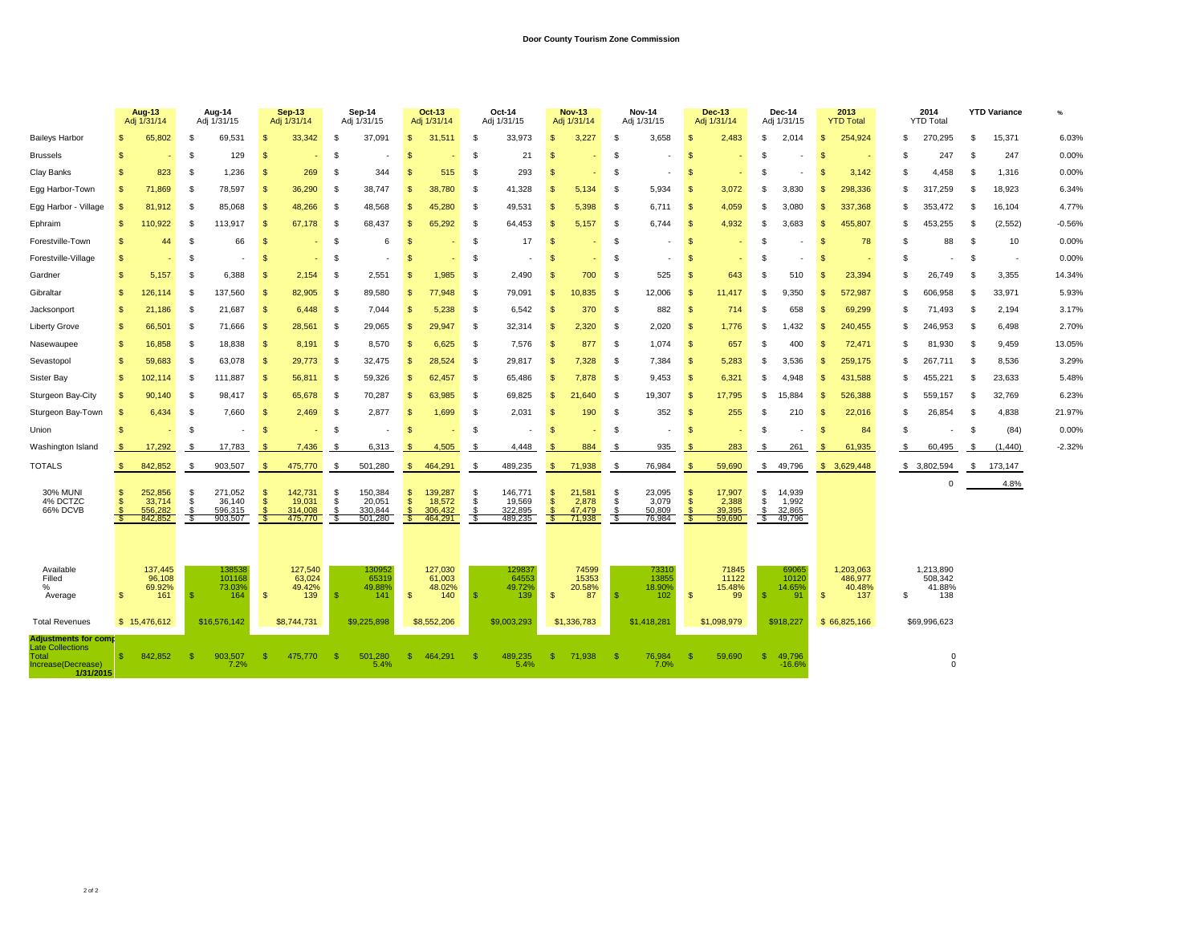**Door County Tourism Zone Commission**

| | Aug-13 Adj 1/31/14 | Aug-14 Adj 1/31/15 | Sep-13 Adj 1/31/14 | Sep-14 Adj 1/31/15 | Oct-13 Adj 1/31/14 | Oct-14 Adj 1/31/15 | Nov-13 Adj 1/31/14 | Nov-14 Adj 1/31/15 | Dec-13 Adj 1/31/14 | Dec-14 Adj 1/31/15 | 2013 YTD Total | 2014 YTD Total | YTD Variance | % |
|---|---|---|---|---|---|---|---|---|---|---|---|---|---|---|
| Baileys Harbor | $ 65,802 | $ 69,531 | $ 33,342 | $ 37,091 | $ 31,511 | $ 33,973 | $ 3,227 | $ 3,658 | $ 2,483 | $ 2,014 | $ 254,924 | $ 270,295 | $ 15,371 | 6.03% |
| Brussels | $ - | $ 129 | $ - | $ - | $ - | $ 21 | $ - | $ - | $ - | $ - | $ - | $ 247 | $ 247 | 0.00% |
| Clay Banks | $ 823 | $ 1,236 | $ 269 | $ 344 | $ 515 | $ 293 | $ - | $ - | $ - | $ - | $ 3,142 | $ 4,458 | $ 1,316 | 0.00% |
| Egg Harbor-Town | $ 71,869 | $ 78,597 | $ 36,290 | $ 38,747 | $ 38,780 | $ 41,328 | $ 5,134 | $ 5,934 | $ 3,072 | $ 3,830 | $ 298,336 | $ 317,259 | $ 18,923 | 6.34% |
| Egg Harbor - Village | $ 81,912 | $ 85,068 | $ 48,266 | $ 48,566 | $ 45,280 | $ 49,531 | $ 5,398 | $ 6,711 | $ 4,059 | $ 3,080 | $ 337,368 | $ 353,472 | $ 16,104 | 4.77% |
| Ephraim | $ 110,922 | $ 113,917 | $ 67,178 | $ 68,437 | $ 65,292 | $ 64,453 | $ 5,157 | $ 6,744 | $ 4,932 | $ 3,683 | $ 455,807 | $ 453,255 | $ (2,552) | -0.56% |
| Forestville-Town | $ 44 | $ 66 | $ - | $ 6 | $ - | $ 17 | $ - | $ - | $ - | $ - | $ 78 | $ 88 | $ 10 | 0.00% |
| Forestville-Village | $ - | $ - | $ - | $ - | $ - | $ - | $ - | $ - | $ - | $ - | $ - | $ - | $ - | 0.00% |
| Gardner | $ 5,157 | $ 6,388 | $ 2,154 | $ 2,551 | $ 1,985 | $ 2,490 | $ 700 | $ 525 | $ 643 | $ 510 | $ 23,394 | $ 26,749 | $ 3,355 | 14.34% |
| Gibraltar | $ 126,114 | $ 137,560 | $ 82,905 | $ 89,580 | $ 77,948 | $ 79,091 | $ 10,835 | $ 12,006 | $ 11,417 | $ 9,350 | $ 572,987 | $ 606,958 | $ 33,971 | 5.93% |
| Jacksonport | $ 21,186 | $ 21,687 | $ 6,448 | $ 7,044 | $ 5,238 | $ 6,542 | $ 370 | $ 882 | $ 714 | $ 658 | $ 69,299 | $ 71,493 | $ 2,194 | 3.17% |
| Liberty Grove | $ 66,501 | $ 71,666 | $ 28,561 | $ 29,065 | $ 29,947 | $ 32,314 | $ 2,320 | $ 2,020 | $ 1,776 | $ 1,432 | $ 240,455 | $ 246,953 | $ 6,498 | 2.70% |
| Nasewaupee | $ 16,858 | $ 18,838 | $ 8,191 | $ 8,570 | $ 6,625 | $ 7,576 | $ 877 | $ 1,074 | $ 657 | $ 400 | $ 72,471 | $ 81,930 | $ 9,459 | 13.05% |
| Sevastopol | $ 59,683 | $ 63,078 | $ 29,773 | $ 32,475 | $ 28,524 | $ 29,817 | $ 7,328 | $ 7,384 | $ 5,283 | $ 3,536 | $ 259,175 | $ 267,711 | $ 8,536 | 3.29% |
| Sister Bay | $ 102,114 | $ 111,887 | $ 56,811 | $ 59,326 | $ 62,457 | $ 65,486 | $ 7,878 | $ 9,453 | $ 6,321 | $ 4,948 | $ 431,588 | $ 455,221 | $ 23,633 | 5.48% |
| Sturgeon Bay-City | $ 90,140 | $ 98,417 | $ 65,678 | $ 70,287 | $ 63,985 | $ 69,825 | $ 21,640 | $ 19,307 | $ 17,795 | $ 15,884 | $ 526,388 | $ 559,157 | $ 32,769 | 6.23% |
| Sturgeon Bay-Town | $ 6,434 | $ 7,660 | $ 2,469 | $ 2,877 | $ 1,699 | $ 2,031 | $ 190 | $ 352 | $ 255 | $ 210 | $ 22,016 | $ 26,854 | $ 4,838 | 21.97% |
| Union | $ - | $ - | $ - | $ - | $ - | $ - | $ - | $ - | $ - | $ - | $ 84 | $ - | $ (84) | 0.00% |
| Washington Island | $ 17,292 | $ 17,783 | $ 7,436 | $ 6,313 | $ 4,505 | $ 4,448 | $ 884 | $ 935 | $ 283 | $ 261 | $ 61,935 | $ 60,495 | $ (1,440) | -2.32% |
| TOTALS | $ 842,852 | $ 903,507 | $ 475,770 | $ 501,280 | $ 464,291 | $ 489,235 | $ 71,938 | $ 76,984 | $ 59,690 | $ 49,796 | $ 3,629,448 | $ 3,802,594 | $ 173,147 | |
| | | | | | | | | | | | | 0 | 4.8% | |
| 30% MUNI | $ 252,856 | $ 271,052 | $ 142,731 | $ 150,384 | $ 139,287 | $ 146,771 | $ 21,581 | $ 23,095 | $ 17,907 | $ 14,939 | | | | |
| 4% DCTZC | $ 33,714 | $ 36,140 | $ 19,031 | $ 20,051 | $ 18,572 | $ 19,569 | $ 2,878 | $ 3,079 | $ 2,388 | $ 1,992 | | | | |
| 66% DCVB | $ 556,282 | $ 596,315 | $ 314,008 | $ 330,844 | $ 306,432 | $ 322,895 | $ 47,479 | $ 50,809 | $ 39,395 | $ 32,865 | | | | |
| | $ 842,852 | $ 903,507 | $ 475,770 | $ 501,280 | $ 464,291 | $ 489,235 | $ 71,938 | $ 76,984 | $ 59,690 | $ 49,796 | | | | |
| Available | 137,445 | 138538 | 127,540 | 130952 | 127,030 | 129837 | 74599 | 73310 | 71845 | 69065 | 1,203,063 | 1,213,890 | | |
| Filled | 96,108 | 101168 | 63,024 | 65319 | 61,003 | 64553 | 15353 | 13855 | 11122 | 10120 | 486,977 | 508,342 | | |
| % | 69.92% | 73.03% | 49.42% | 49.88% | 48.02% | 49.72% | 20.58% | 18.90% | 15.48% | 14.65% | 40.48% | 41.88% | | |
| Average | $ 161 | $ 164 | $ 139 | $ 141 | $ 140 | $ 139 | $ 87 | $ 102 | $ 99 | $ 91 | $ 137 | $ 138 | | |
| Total Revenues | $ 15,476,612 | $16,576,142 | $8,744,731 | $9,225,898 | $8,552,206 | $9,003,293 | $1,336,783 | $1,418,281 | $1,098,979 | $918,227 | $ 66,825,166 | $69,996,623 | | |
| Adjustments for comp Late Collections Total Increase(Decrease) 1/31/2015 | $ 842,852 | $ 903,507 7.2% | $ 475,770 | $ 501,280 5.4% | $ 464,291 | $ 489,235 5.4% | $ 71,938 | $ 76,984 7.0% | $ 59,690 | $ 49,796 -16.6% | | 0 0 | | |